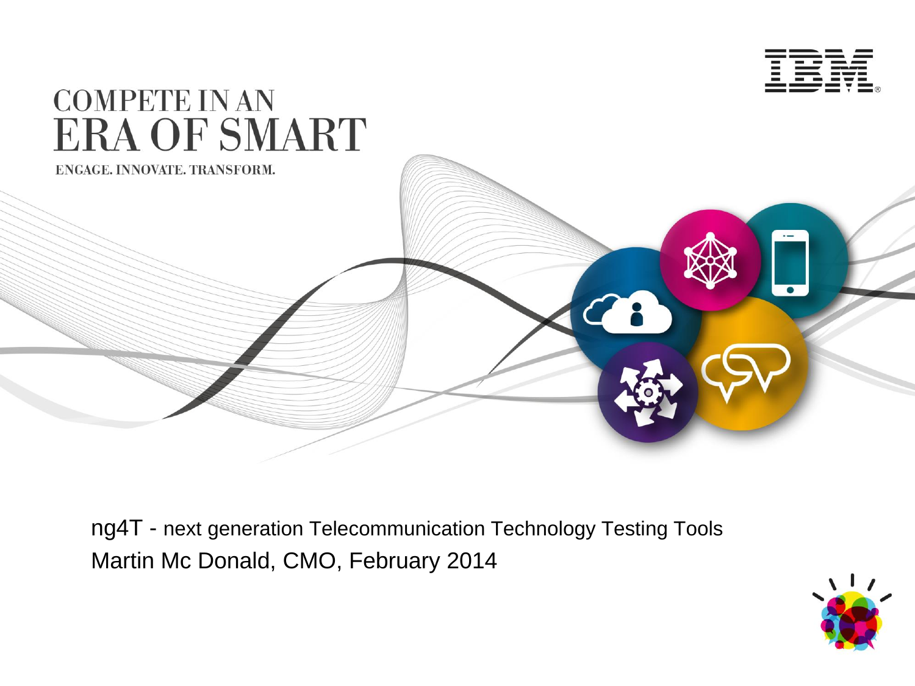# COMPETE IN AN ERA OF SMART

ENGAGE. INNOVATE. TRANSFORM.

ng4T - next generation Telecommunication Technology Testing Tools

Martin Mc Donald, CMO, February 2014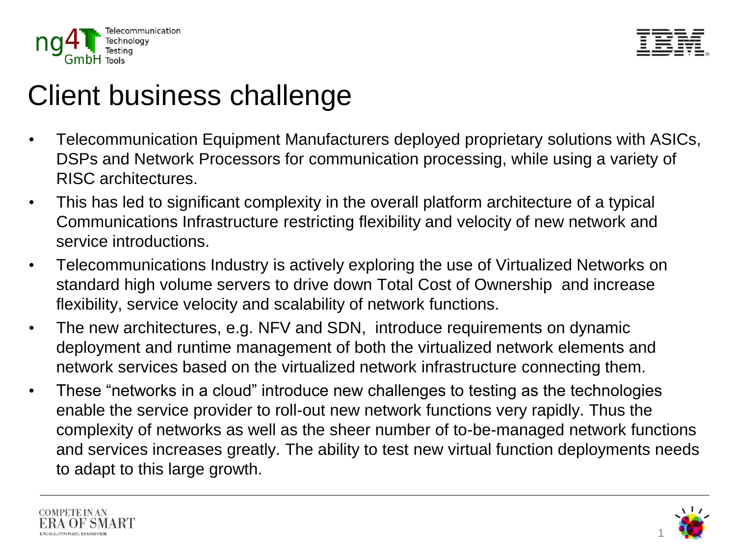# Client business challenge

- Telecommunication Equipment Manufacturers deployed proprietary solutions with ASICs, DSPs and Network Processors for communication processing, while using a variety of RISC architectures.
- This has led to significant complexity in the overall platform architecture of a typical Communications Infrastructure restricting flexibility and velocity of new network and service introductions.
- Telecommunications Industry is actively exploring the use of Virtualized Networks on standard high volume servers to drive down Total Cost of Ownership and increase flexibility, service velocity and scalability of network functions.
- The new architectures, e.g. NFV and SDN, introduce requirements on dynamic deployment and runtime management of both the virtualized network elements and network services based on the virtualized network infrastructure connecting them.
- These "networks in a cloud" introduce new challenges to testing as the technologies enable the service provider to roll-out new network functions very rapidly. Thus the complexity of networks as well as the sheer number of to-be-managed network functions and services increases greatly. The ability to test new virtual function deployments needs to adapt to this large growth.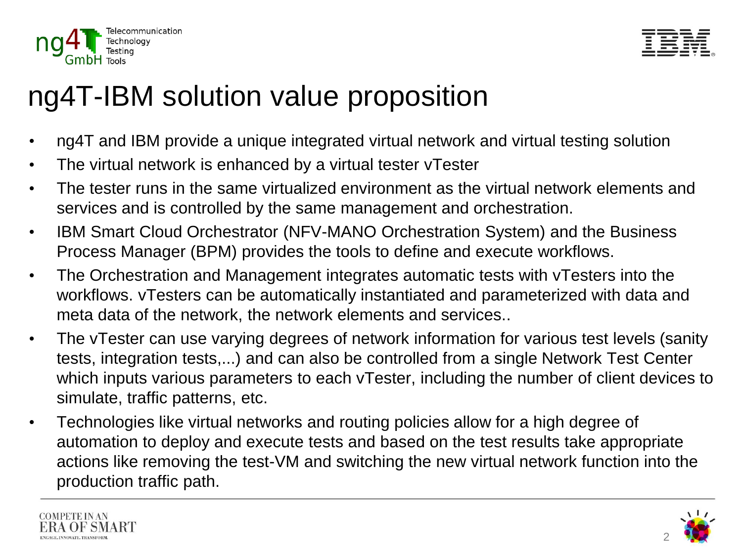# ng4T-IBM solution value proposition

- ng4T and IBM provide a unique integrated virtual network and virtual testing solution
- The virtual network is enhanced by a virtual tester vTester
- The tester runs in the same virtualized environment as the virtual network elements and services and is controlled by the same management and orchestration.
- IBM Smart Cloud Orchestrator (NFV-MANO Orchestration System) and the Business Process Manager (BPM) provides the tools to define and execute workflows.
- The Orchestration and Management integrates automatic tests with vTesters into the workflows. vTesters can be automatically instantiated and parameterized with data and meta data of the network, the network elements and services..
- The vTester can use varying degrees of network information for various test levels (sanity tests, integration tests,...) and can also be controlled from a single Network Test Center which inputs various parameters to each vTester, including the number of client devices to simulate, traffic patterns, etc.
- Technologies like virtual networks and routing policies allow for a high degree of automation to deploy and execute tests and based on the test results take appropriate actions like removing the test-VM and switching the new virtual network function into the production traffic path.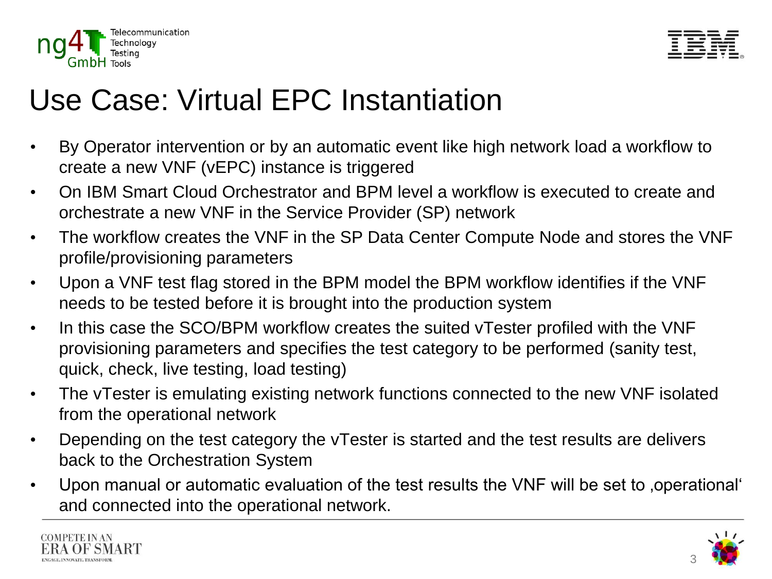# Use Case: Virtual EPC Instantiation

- By Operator intervention or by an automatic event like high network load a workflow to create a new VNF (vEPC) instance is triggered
- On IBM Smart Cloud Orchestrator and BPM level a workflow is executed to create and orchestrate a new VNF in the Service Provider (SP) network
- The workflow creates the VNF in the SP Data Center Compute Node and stores the VNF profile/provisioning parameters
- Upon a VNF test flag stored in the BPM model the BPM workflow identifies if the VNF needs to be tested before it is brought into the production system
- In this case the SCO/BPM workflow creates the suited vTester profiled with the VNF provisioning parameters and specifies the test category to be performed (sanity test, quick, check, live testing, load testing)
- The vTester is emulating existing network functions connected to the new VNF isolated from the operational network
- Depending on the test category the vTester is started and the test results are delivers back to the Orchestration System
- Upon manual or automatic evaluation of the test results the VNF will be set to ‚operational‘ and connected into the operational network.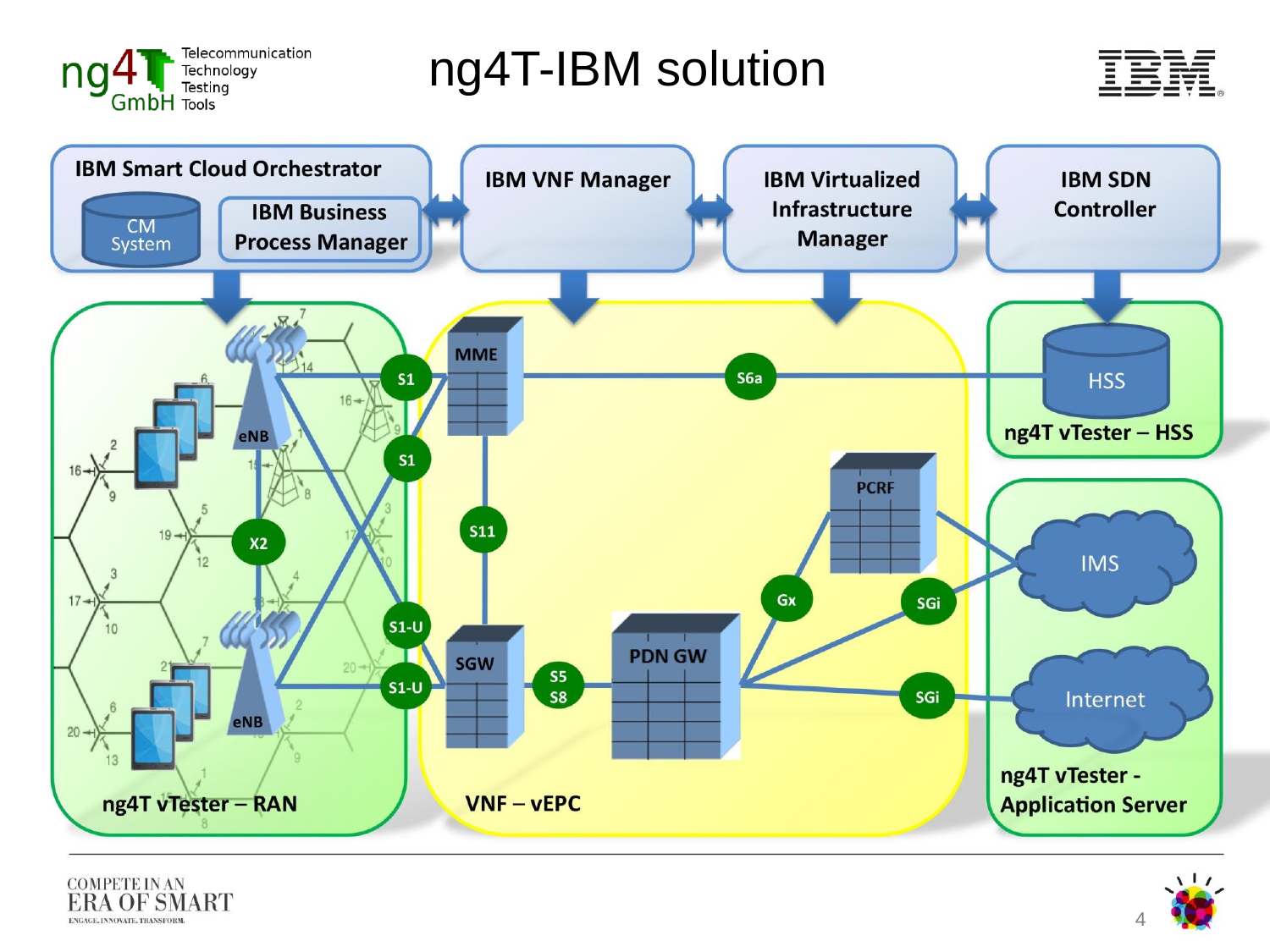# ng4T-IBM solution

IBM Smart Cloud Orchestrator

CM System

IBM Business Process Manager

IBM VNF Manager

IBM Virtualized Infrastructure Manager

IBM SDN Controller

eNB

X2

eNB

ng4T vTester – RAN

S1

S1

S1-U

S1-U

MME

S6a

S11

SGW

S5 S8

PDN GW

PCRF

Gx

SGi

SGi

VNF – vEPC

HSS

ng4T vTester – HSS

IMS

Internet

ng4T vTester - Application Server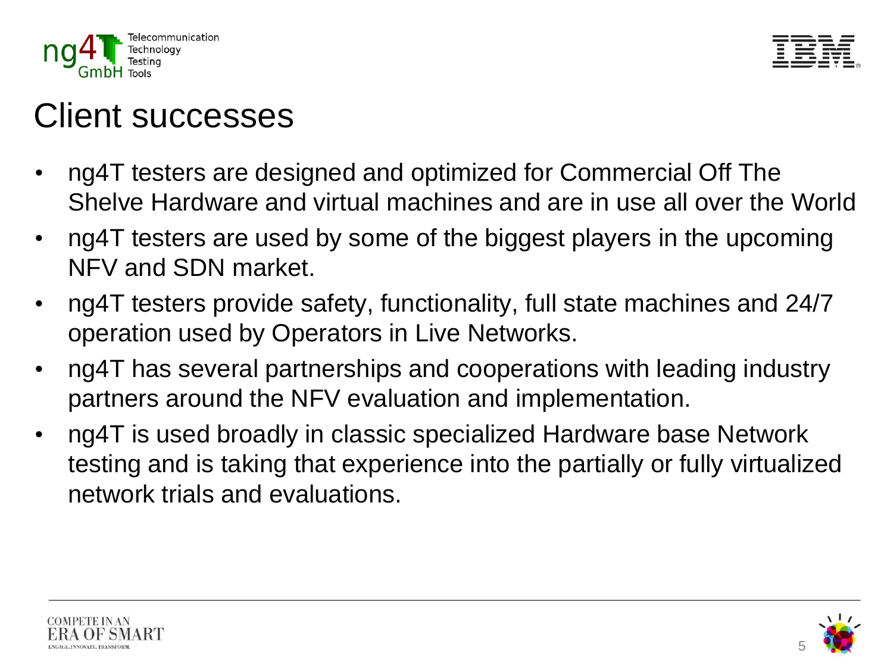# Client successes

- ng4T testers are designed and optimized for Commercial Off The Shelve Hardware and virtual machines and are in use all over the World
- ng4T testers are used by some of the biggest players in the upcoming NFV and SDN market.
- ng4T testers provide safety, functionality, full state machines and 24/7 operation used by Operators in Live Networks.
- ng4T has several partnerships and cooperations with leading industry partners around the NFV evaluation and implementation.
- ng4T is used broadly in classic specialized Hardware base Network testing and is taking that experience into the partially or fully virtualized network trials and evaluations.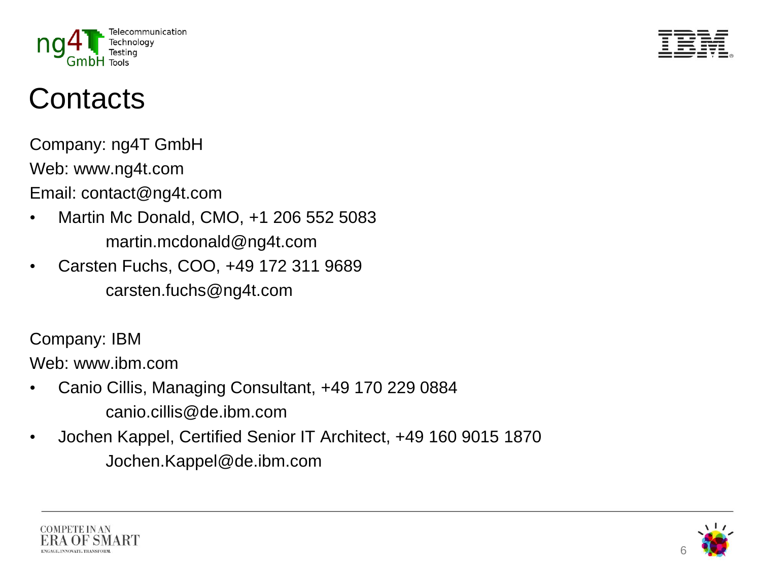# Contacts

Company: ng4T GmbH

Web: www.ng4t.com

Email: contact@ng4t.com

- Martin Mc Donald, CMO, +1 206 552 5083
  martin.mcdonald@ng4t.com
- Carsten Fuchs, COO, +49 172 311 9689
  carsten.fuchs@ng4t.com

Company: IBM

Web: www.ibm.com

- Canio Cillis, Managing Consultant, +49 170 229 0884
  canio.cillis@de.ibm.com
- Jochen Kappel, Certified Senior IT Architect, +49 160 9015 1870
  Jochen.Kappel@de.ibm.com